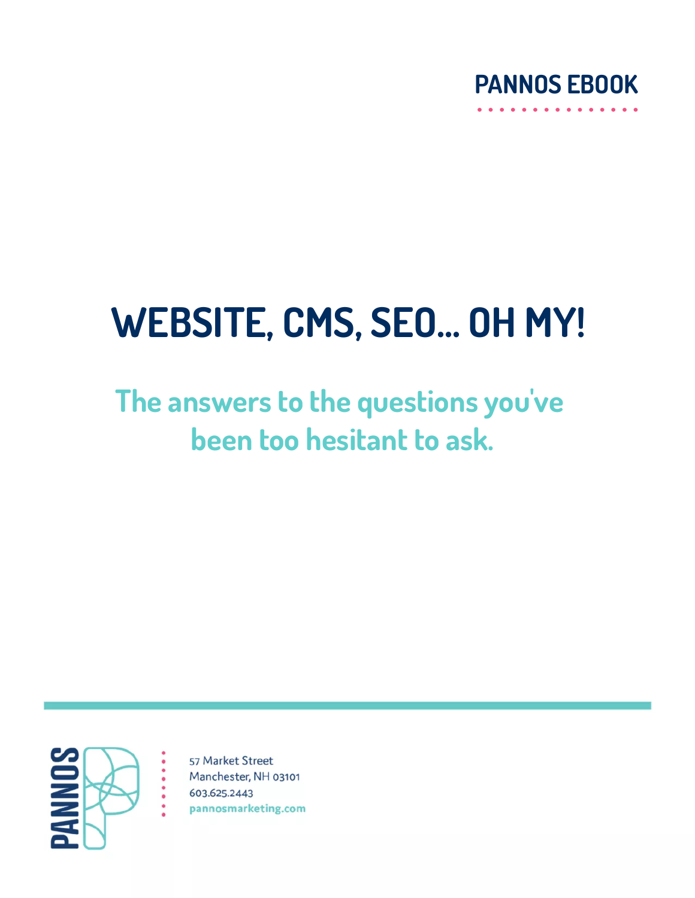PANNOS EBOOK

# WEBSITE, CMS, SEO... OH MY!

## The answers to the questions you've been too hesitant to ask.

PANNOS

57 Market Street
Manchester, NH 03101
603.625.2443
pannosmarketing.com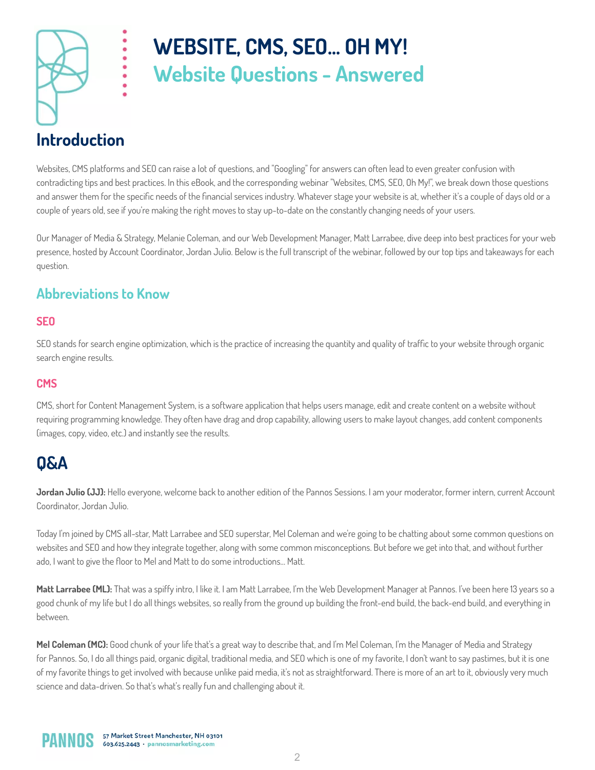# WEBSITE, CMS, SEO... OH MY!

## Website Questions - Answered

## Introduction

Websites, CMS platforms and SEO can raise a lot of questions, and "Googling" for answers can often lead to even greater confusion with contradicting tips and best practices. In this eBook, and the corresponding webinar "Websites, CMS, SEO, Oh My!", we break down those questions and answer them for the specific needs of the financial services industry. Whatever stage your website is at, whether it's a couple of days old or a couple of years old, see if you're making the right moves to stay up-to-date on the constantly changing needs of your users.

Our Manager of Media & Strategy, Melanie Coleman, and our Web Development Manager, Matt Larrabee, dive deep into best practices for your web presence, hosted by Account Coordinator, Jordan Julio. Below is the full transcript of the webinar, followed by our top tips and takeaways for each question.

### Abbreviations to Know

#### SEO

SEO stands for search engine optimization, which is the practice of increasing the quantity and quality of traffic to your website through organic search engine results.

#### CMS

CMS, short for Content Management System, is a software application that helps users manage, edit and create content on a website without requiring programming knowledge. They often have drag and drop capability, allowing users to make layout changes, add content components (images, copy, video, etc.) and instantly see the results.

## Q&A

**Jordan Julio (JJ):** Hello everyone, welcome back to another edition of the Pannos Sessions. I am your moderator, former intern, current Account Coordinator, Jordan Julio.

Today I'm joined by CMS all-star, Matt Larrabee and SEO superstar, Mel Coleman and we're going to be chatting about some common questions on websites and SEO and how they integrate together, along with some common misconceptions. But before we get into that, and without further ado, I want to give the floor to Mel and Matt to do some introductions... Matt.

**Matt Larrabee (ML):** That was a spiffy intro, I like it. I am Matt Larrabee, I'm the Web Development Manager at Pannos. I've been here 13 years so a good chunk of my life but I do all things websites, so really from the ground up building the front-end build, the back-end build, and everything in between.

**Mel Coleman (MC):** Good chunk of your life that's a great way to describe that, and I'm Mel Coleman, I'm the Manager of Media and Strategy for Pannos. So, I do all things paid, organic digital, traditional media, and SEO which is one of my favorite, I don't want to say pastimes, but it is one of my favorite things to get involved with because unlike paid media, it's not as straightforward. There is more of an art to it, obviously very much science and data-driven. So that's what's really fun and challenging about it.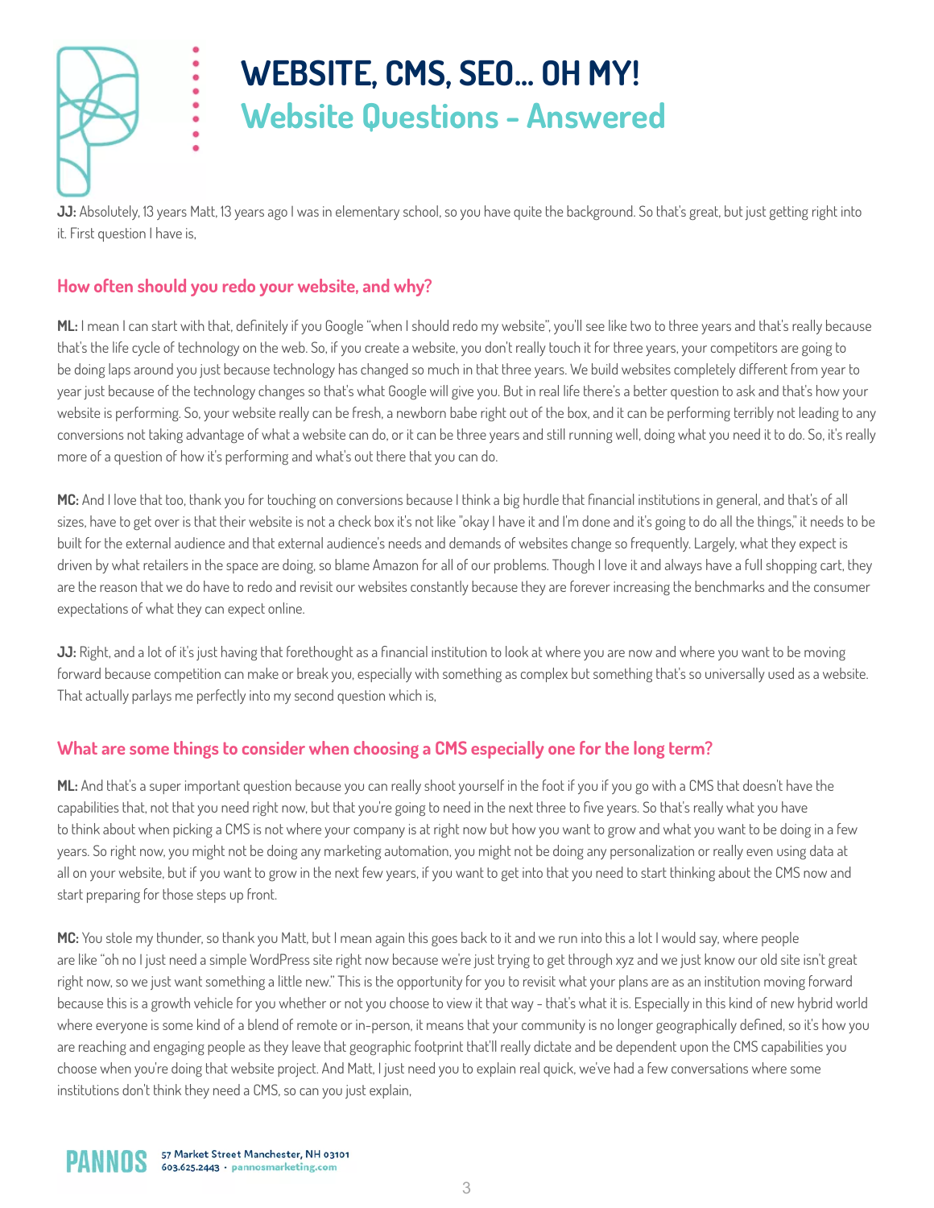# WEBSITE, CMS, SEO... OH MY!
## Website Questions - Answered

**JJ:** Absolutely, 13 years Matt, 13 years ago I was in elementary school, so you have quite the background. So that's great, but just getting right into it. First question I have is,

### How often should you redo your website, and why?

**ML:** I mean I can start with that, definitely if you Google "when I should redo my website", you'll see like two to three years and that's really because that's the life cycle of technology on the web. So, if you create a website, you don't really touch it for three years, your competitors are going to be doing laps around you just because technology has changed so much in that three years. We build websites completely different from year to year just because of the technology changes so that's what Google will give you. But in real life there's a better question to ask and that's how your website is performing. So, your website really can be fresh, a newborn babe right out of the box, and it can be performing terribly not leading to any conversions not taking advantage of what a website can do, or it can be three years and still running well, doing what you need it to do. So, it's really more of a question of how it's performing and what's out there that you can do.

**MC:** And I love that too, thank you for touching on conversions because I think a big hurdle that financial institutions in general, and that's of all sizes, have to get over is that their website is not a check box it's not like "okay I have it and I'm done and it's going to do all the things," it needs to be built for the external audience and that external audience's needs and demands of websites change so frequently. Largely, what they expect is driven by what retailers in the space are doing, so blame Amazon for all of our problems. Though I love it and always have a full shopping cart, they are the reason that we do have to redo and revisit our websites constantly because they are forever increasing the benchmarks and the consumer expectations of what they can expect online.

**JJ:** Right, and a lot of it's just having that forethought as a financial institution to look at where you are now and where you want to be moving forward because competition can make or break you, especially with something as complex but something that's so universally used as a website. That actually parlays me perfectly into my second question which is,

### What are some things to consider when choosing a CMS especially one for the long term?

**ML:** And that's a super important question because you can really shoot yourself in the foot if you if you go with a CMS that doesn't have the capabilities that, not that you need right now, but that you're going to need in the next three to five years. So that's really what you have to think about when picking a CMS is not where your company is at right now but how you want to grow and what you want to be doing in a few years. So right now, you might not be doing any marketing automation, you might not be doing any personalization or really even using data at all on your website, but if you want to grow in the next few years, if you want to get into that you need to start thinking about the CMS now and start preparing for those steps up front.

**MC:** You stole my thunder, so thank you Matt, but I mean again this goes back to it and we run into this a lot I would say, where people are like "oh no I just need a simple WordPress site right now because we're just trying to get through xyz and we just know our old site isn't great right now, so we just want something a little new." This is the opportunity for you to revisit what your plans are as an institution moving forward because this is a growth vehicle for you whether or not you choose to view it that way - that's what it is. Especially in this kind of new hybrid world where everyone is some kind of a blend of remote or in-person, it means that your community is no longer geographically defined, so it's how you are reaching and engaging people as they leave that geographic footprint that'll really dictate and be dependent upon the CMS capabilities you choose when you're doing that website project. And Matt, I just need you to explain real quick, we've had a few conversations where some institutions don't think they need a CMS, so can you just explain,

PANNOS 57 Market Street Manchester, NH 03101
603.625.2443 · pannosmarketing.com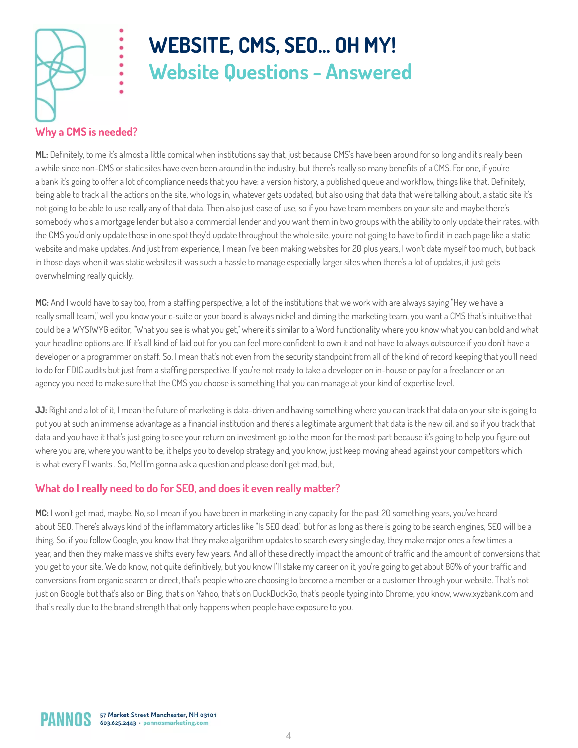# WEBSITE, CMS, SEO... OH MY!

## Website Questions - Answered

### Why a CMS is needed?

**ML:** Definitely, to me it's almost a little comical when institutions say that, just because CMS's have been around for so long and it's really been a while since non-CMS or static sites have even been around in the industry, but there's really so many benefits of a CMS. For one, if you're a bank it's going to offer a lot of compliance needs that you have: a version history, a published queue and workflow, things like that. Definitely, being able to track all the actions on the site, who logs in, whatever gets updated, but also using that data that we're talking about, a static site it's not going to be able to use really any of that data. Then also just ease of use, so if you have team members on your site and maybe there's somebody who's a mortgage lender but also a commercial lender and you want them in two groups with the ability to only update their rates, with the CMS you'd only update those in one spot they'd update throughout the whole site, you're not going to have to find it in each page like a static website and make updates. And just from experience, I mean I've been making websites for 20 plus years, I won't date myself too much, but back in those days when it was static websites it was such a hassle to manage especially larger sites when there's a lot of updates, it just gets overwhelming really quickly.

**MC:** And I would have to say too, from a staffing perspective, a lot of the institutions that we work with are always saying "Hey we have a really small team," well you know your c-suite or your board is always nickel and diming the marketing team, you want a CMS that's intuitive that could be a WYSIWYG editor, "What you see is what you get," where it's similar to a Word functionality where you know what you can bold and what your headline options are. If it's all kind of laid out for you can feel more confident to own it and not have to always outsource if you don't have a developer or a programmer on staff. So, I mean that's not even from the security standpoint from all of the kind of record keeping that you'll need to do for FDIC audits but just from a staffing perspective. If you're not ready to take a developer on in-house or pay for a freelancer or an agency you need to make sure that the CMS you choose is something that you can manage at your kind of expertise level.

**JJ:** Right and a lot of it, I mean the future of marketing is data-driven and having something where you can track that data on your site is going to put you at such an immense advantage as a financial institution and there's a legitimate argument that data is the new oil, and so if you track that data and you have it that's just going to see your return on investment go to the moon for the most part because it's going to help you figure out where you are, where you want to be, it helps you to develop strategy and, you know, just keep moving ahead against your competitors which is what every FI wants . So, Mel I'm gonna ask a question and please don't get mad, but,

### What do I really need to do for SEO, and does it even really matter?

**MC:** I won't get mad, maybe. No, so I mean if you have been in marketing in any capacity for the past 20 something years, you've heard about SEO. There's always kind of the inflammatory articles like "Is SEO dead," but for as long as there is going to be search engines, SEO will be a thing. So, if you follow Google, you know that they make algorithm updates to search every single day, they make major ones a few times a year, and then they make massive shifts every few years. And all of these directly impact the amount of traffic and the amount of conversions that you get to your site. We do know, not quite definitively, but you know I'll stake my career on it, you're going to get about 80% of your traffic and conversions from organic search or direct, that's people who are choosing to become a member or a customer through your website. That's not just on Google but that's also on Bing, that's on Yahoo, that's on DuckDuckGo, that's people typing into Chrome, you know, www.xyzbank.com and that's really due to the brand strength that only happens when people have exposure to you.

**PANNOS** 57 Market Street Manchester, NH 03101
603.625.2443 · pannosmarketing.com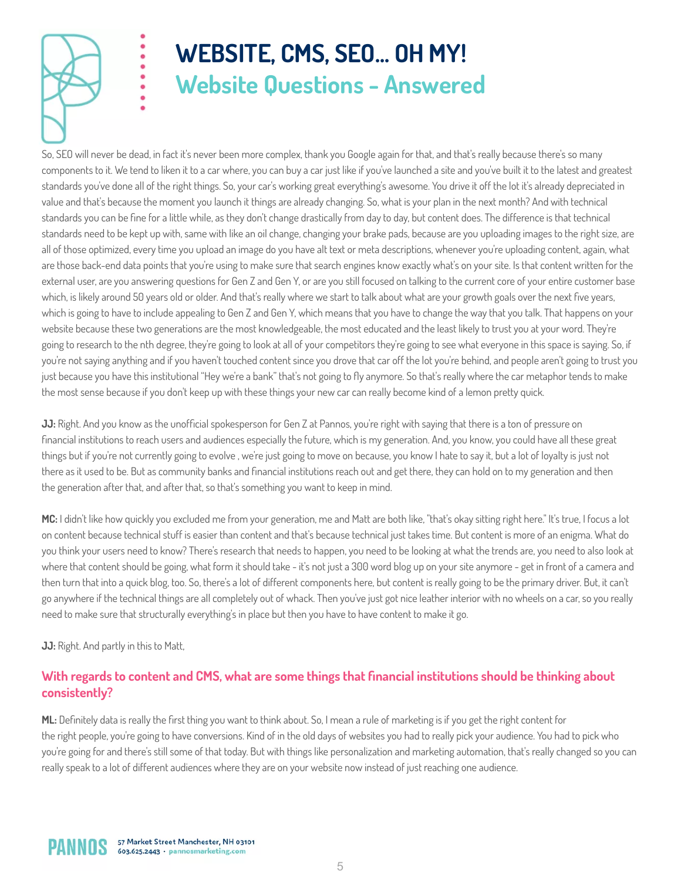# WEBSITE, CMS, SEO... OH MY!

## Website Questions - Answered

So, SEO will never be dead, in fact it's never been more complex, thank you Google again for that, and that's really because there's so many components to it. We tend to liken it to a car where, you can buy a car just like if you've launched a site and you've built it to the latest and greatest standards you've done all of the right things. So, your car's working great everything's awesome. You drive it off the lot it's already depreciated in value and that's because the moment you launch it things are already changing. So, what is your plan in the next month? And with technical standards you can be fine for a little while, as they don't change drastically from day to day, but content does. The difference is that technical standards need to be kept up with, same with like an oil change, changing your brake pads, because are you uploading images to the right size, are all of those optimized, every time you upload an image do you have alt text or meta descriptions, whenever you're uploading content, again, what are those back-end data points that you're using to make sure that search engines know exactly what's on your site. Is that content written for the external user, are you answering questions for Gen Z and Gen Y, or are you still focused on talking to the current core of your entire customer base which, is likely around 50 years old or older. And that's really where we start to talk about what are your growth goals over the next five years, which is going to have to include appealing to Gen Z and Gen Y, which means that you have to change the way that you talk. That happens on your website because these two generations are the most knowledgeable, the most educated and the least likely to trust you at your word. They're going to research to the nth degree, they're going to look at all of your competitors they're going to see what everyone in this space is saying. So, if you're not saying anything and if you haven't touched content since you drove that car off the lot you're behind, and people aren't going to trust you just because you have this institutional "Hey we're a bank" that's not going to fly anymore. So that's really where the car metaphor tends to make the most sense because if you don't keep up with these things your new car can really become kind of a lemon pretty quick.

**JJ:** Right. And you know as the unofficial spokesperson for Gen Z at Pannos, you're right with saying that there is a ton of pressure on financial institutions to reach users and audiences especially the future, which is my generation. And, you know, you could have all these great things but if you're not currently going to evolve , we're just going to move on because, you know I hate to say it, but a lot of loyalty is just not there as it used to be. But as community banks and financial institutions reach out and get there, they can hold on to my generation and then the generation after that, and after that, so that's something you want to keep in mind.

**MC:** I didn't like how quickly you excluded me from your generation, me and Matt are both like, "that's okay sitting right here." It's true, I focus a lot on content because technical stuff is easier than content and that's because technical just takes time. But content is more of an enigma. What do you think your users need to know? There's research that needs to happen, you need to be looking at what the trends are, you need to also look at where that content should be going, what form it should take - it's not just a 300 word blog up on your site anymore - get in front of a camera and then turn that into a quick blog, too. So, there's a lot of different components here, but content is really going to be the primary driver. But, it can't go anywhere if the technical things are all completely out of whack. Then you've just got nice leather interior with no wheels on a car, so you really need to make sure that structurally everything's in place but then you have to have content to make it go.

**JJ:** Right. And partly in this to Matt,

### With regards to content and CMS, what are some things that financial institutions should be thinking about consistently?

**ML:** Definitely data is really the first thing you want to think about. So, I mean a rule of marketing is if you get the right content for the right people, you're going to have conversions. Kind of in the old days of websites you had to really pick your audience. You had to pick who you're going for and there's still some of that today. But with things like personalization and marketing automation, that's really changed so you can really speak to a lot of different audiences where they are on your website now instead of just reaching one audience.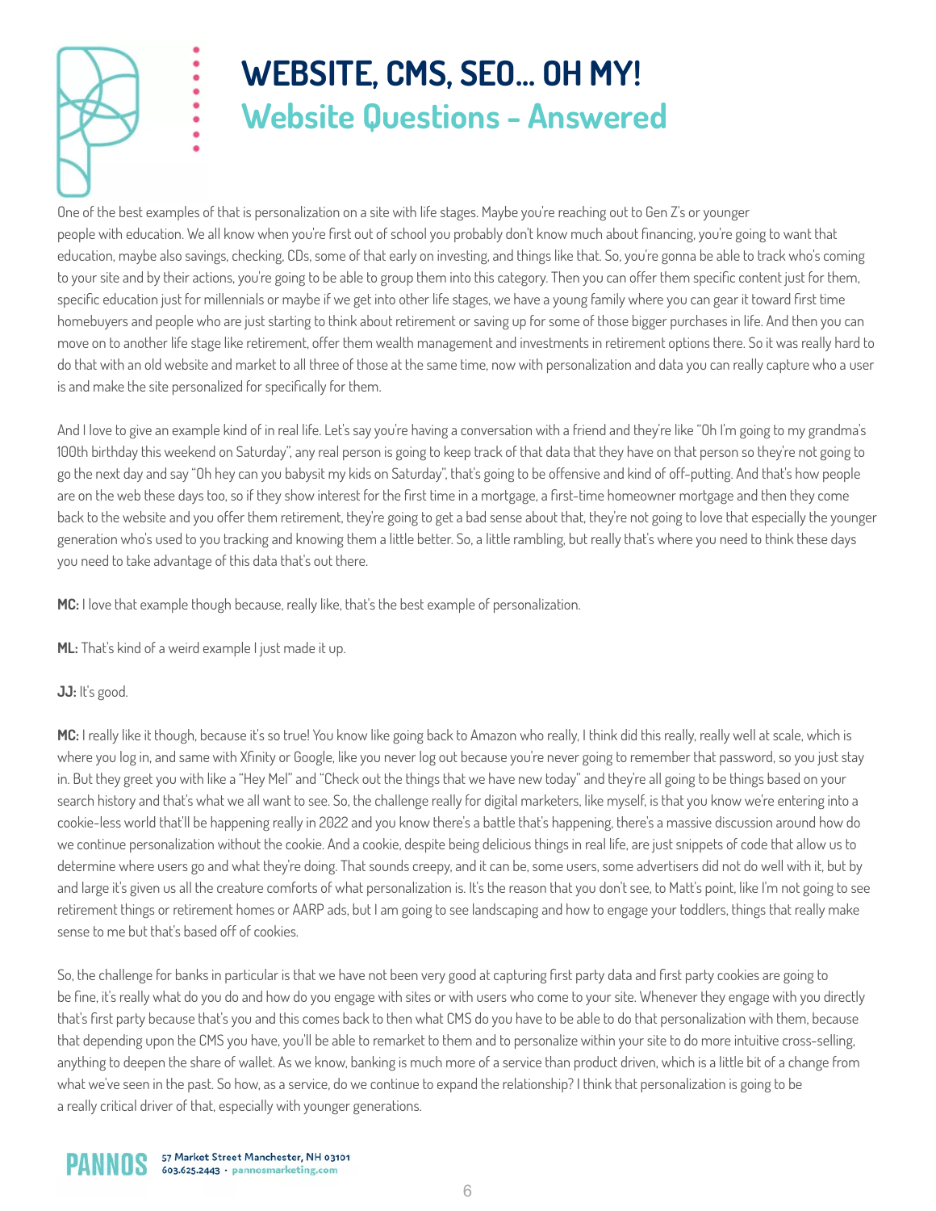One of the best examples of that is personalization on a site with life stages. Maybe you're reaching out to Gen Z's or younger people with education. We all know when you're first out of school you probably don't know much about financing, you're going to want that education, maybe also savings, checking, CDs, some of that early on investing, and things like that. So, you're gonna be able to track who's coming to your site and by their actions, you're going to be able to group them into this category. Then you can offer them specific content just for them, specific education just for millennials or maybe if we get into other life stages, we have a young family where you can gear it toward first time homebuyers and people who are just starting to think about retirement or saving up for some of those bigger purchases in life. And then you can move on to another life stage like retirement, offer them wealth management and investments in retirement options there. So it was really hard to do that with an old website and market to all three of those at the same time, now with personalization and data you can really capture who a user is and make the site personalized for specifically for them.

And I love to give an example kind of in real life. Let's say you're having a conversation with a friend and they're like "Oh I'm going to my grandma's 100th birthday this weekend on Saturday", any real person is going to keep track of that data that they have on that person so they're not going to go the next day and say "Oh hey can you babysit my kids on Saturday", that's going to be offensive and kind of off-putting. And that's how people are on the web these days too, so if they show interest for the first time in a mortgage, a first-time homeowner mortgage and then they come back to the website and you offer them retirement, they're going to get a bad sense about that, they're not going to love that especially the younger generation who's used to you tracking and knowing them a little better. So, a little rambling, but really that's where you need to think these days you need to take advantage of this data that's out there.

**MC:** I love that example though because, really like, that's the best example of personalization.

**ML:** That's kind of a weird example I just made it up.

**JJ:** It's good.

**MC:** I really like it though, because it's so true! You know like going back to Amazon who really, I think did this really, really well at scale, which is where you log in, and same with Xfinity or Google, like you never log out because you're never going to remember that password, so you just stay in. But they greet you with like a "Hey Mel" and "Check out the things that we have new today" and they're all going to be things based on your search history and that's what we all want to see. So, the challenge really for digital marketers, like myself, is that you know we're entering into a cookie-less world that'll be happening really in 2022 and you know there's a battle that's happening, there's a massive discussion around how do we continue personalization without the cookie. And a cookie, despite being delicious things in real life, are just snippets of code that allow us to determine where users go and what they're doing. That sounds creepy, and it can be, some users, some advertisers did not do well with it, but by and large it's given us all the creature comforts of what personalization is. It's the reason that you don't see, to Matt's point, like I'm not going to see retirement things or retirement homes or AARP ads, but I am going to see landscaping and how to engage your toddlers, things that really make sense to me but that's based off of cookies.

So, the challenge for banks in particular is that we have not been very good at capturing first party data and first party cookies are going to be fine, it's really what do you do and how do you engage with sites or with users who come to your site. Whenever they engage with you directly that's first party because that's you and this comes back to then what CMS do you have to be able to do that personalization with them, because that depending upon the CMS you have, you'll be able to remarket to them and to personalize within your site to do more intuitive cross-selling, anything to deepen the share of wallet. As we know, banking is much more of a service than product driven, which is a little bit of a change from what we've seen in the past. So how, as a service, do we continue to expand the relationship? I think that personalization is going to be a really critical driver of that, especially with younger generations.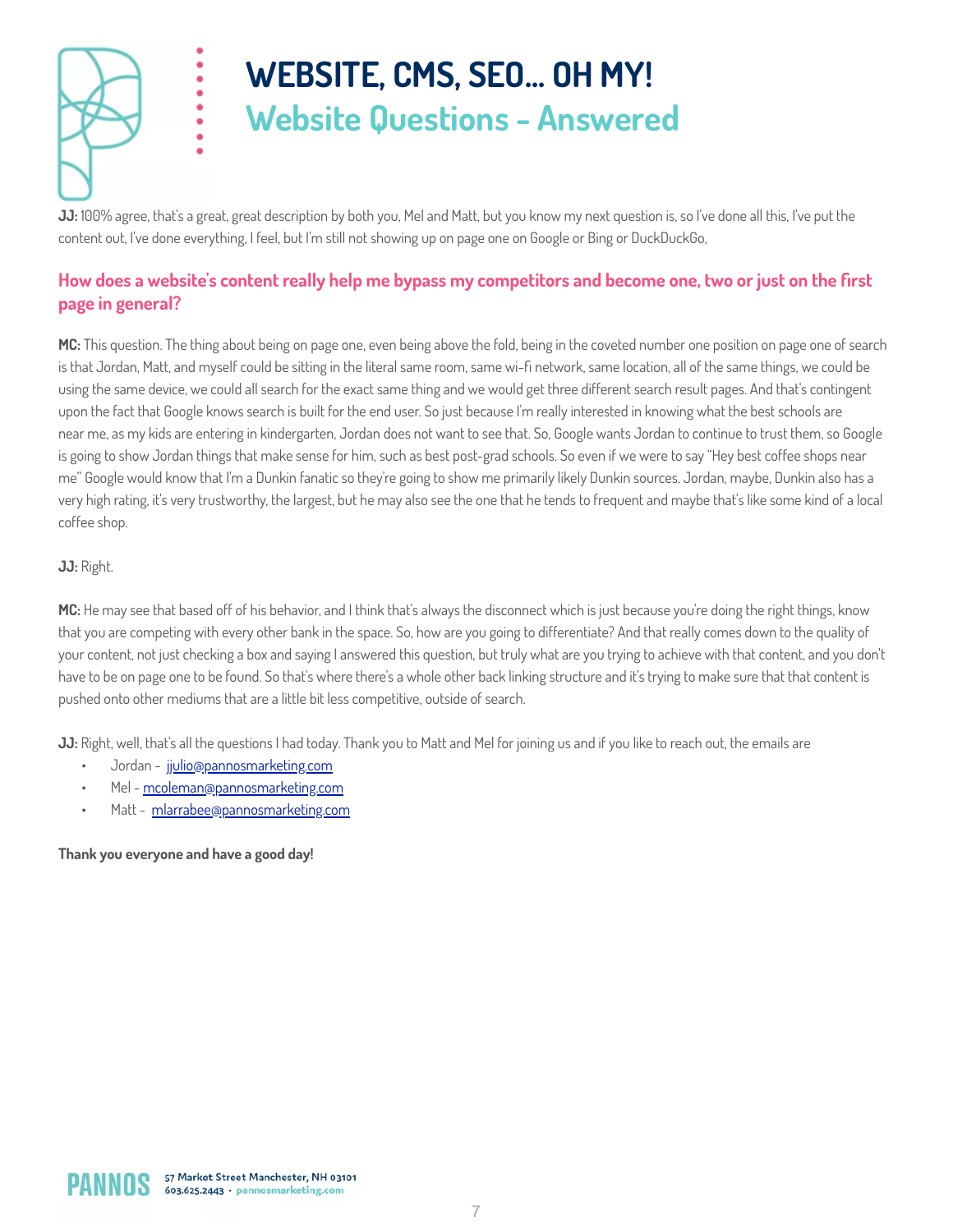**JJ:** 100% agree, that's a great, great description by both you, Mel and Matt, but you know my next question is, so I've done all this, I've put the content out, I've done everything, I feel, but I'm still not showing up on page one on Google or Bing or DuckDuckGo,

### How does a website's content really help me bypass my competitors and become one, two or just on the first page in general?

**MC:** This question. The thing about being on page one, even being above the fold, being in the coveted number one position on page one of search is that Jordan, Matt, and myself could be sitting in the literal same room, same wi-fi network, same location, all of the same things, we could be using the same device, we could all search for the exact same thing and we would get three different search result pages. And that's contingent upon the fact that Google knows search is built for the end user. So just because I'm really interested in knowing what the best schools are near me, as my kids are entering in kindergarten, Jordan does not want to see that. So, Google wants Jordan to continue to trust them, so Google is going to show Jordan things that make sense for him, such as best post-grad schools. So even if we were to say "Hey best coffee shops near me" Google would know that I'm a Dunkin fanatic so they're going to show me primarily likely Dunkin sources. Jordan, maybe, Dunkin also has a very high rating, it's very trustworthy, the largest, but he may also see the one that he tends to frequent and maybe that's like some kind of a local coffee shop.

**JJ:** Right.

**MC:** He may see that based off of his behavior, and I think that's always the disconnect which is just because you're doing the right things, know that you are competing with every other bank in the space. So, how are you going to differentiate? And that really comes down to the quality of your content, not just checking a box and saying I answered this question, but truly what are you trying to achieve with that content, and you don't have to be on page one to be found. So that's where there's a whole other back linking structure and it's trying to make sure that that content is pushed onto other mediums that are a little bit less competitive, outside of search.

**JJ:** Right, well, that's all the questions I had today. Thank you to Matt and Mel for joining us and if you like to reach out, the emails are

- Jordan - jjulio@pannosmarketing.com
- Mel - mcoleman@pannosmarketing.com
- Matt - mlarrabee@pannosmarketing.com

**Thank you everyone and have a good day!**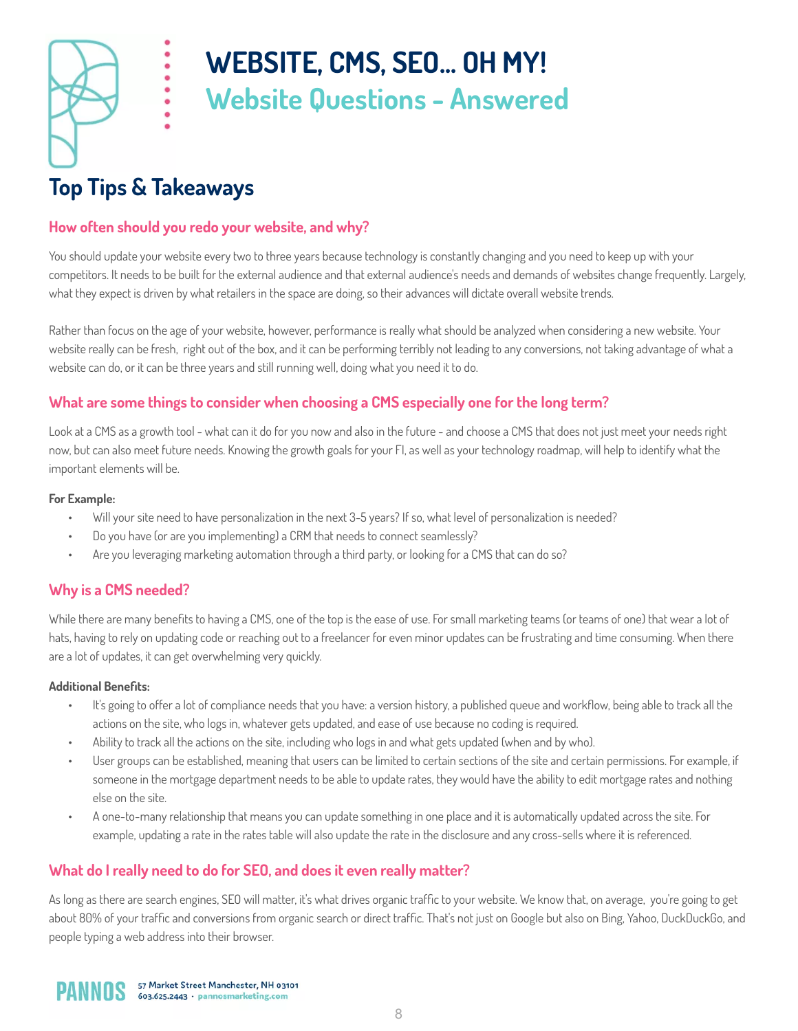# WEBSITE, CMS, SEO... OH MY!

## Website Questions - Answered

## Top Tips & Takeaways

### How often should you redo your website, and why?

You should update your website every two to three years because technology is constantly changing and you need to keep up with your competitors. It needs to be built for the external audience and that external audience's needs and demands of websites change frequently. Largely, what they expect is driven by what retailers in the space are doing, so their advances will dictate overall website trends.

Rather than focus on the age of your website, however, performance is really what should be analyzed when considering a new website. Your website really can be fresh, right out of the box, and it can be performing terribly not leading to any conversions, not taking advantage of what a website can do, or it can be three years and still running well, doing what you need it to do.

### What are some things to consider when choosing a CMS especially one for the long term?

Look at a CMS as a growth tool - what can it do for you now and also in the future - and choose a CMS that does not just meet your needs right now, but can also meet future needs. Knowing the growth goals for your FI, as well as your technology roadmap, will help to identify what the important elements will be.

**For Example:**

- Will your site need to have personalization in the next 3-5 years? If so, what level of personalization is needed?
- Do you have (or are you implementing) a CRM that needs to connect seamlessly?
- Are you leveraging marketing automation through a third party, or looking for a CMS that can do so?

### Why is a CMS needed?

While there are many benefits to having a CMS, one of the top is the ease of use. For small marketing teams (or teams of one) that wear a lot of hats, having to rely on updating code or reaching out to a freelancer for even minor updates can be frustrating and time consuming. When there are a lot of updates, it can get overwhelming very quickly.

**Additional Benefits:**

- It's going to offer a lot of compliance needs that you have: a version history, a published queue and workflow, being able to track all the actions on the site, who logs in, whatever gets updated, and ease of use because no coding is required.
- Ability to track all the actions on the site, including who logs in and what gets updated (when and by who).
- User groups can be established, meaning that users can be limited to certain sections of the site and certain permissions. For example, if someone in the mortgage department needs to be able to update rates, they would have the ability to edit mortgage rates and nothing else on the site.
- A one-to-many relationship that means you can update something in one place and it is automatically updated across the site. For example, updating a rate in the rates table will also update the rate in the disclosure and any cross-sells where it is referenced.

### What do I really need to do for SEO, and does it even really matter?

As long as there are search engines, SEO will matter, it's what drives organic traffic to your website. We know that, on average, you're going to get about 80% of your traffic and conversions from organic search or direct traffic. That's not just on Google but also on Bing, Yahoo, DuckDuckGo, and people typing a web address into their browser.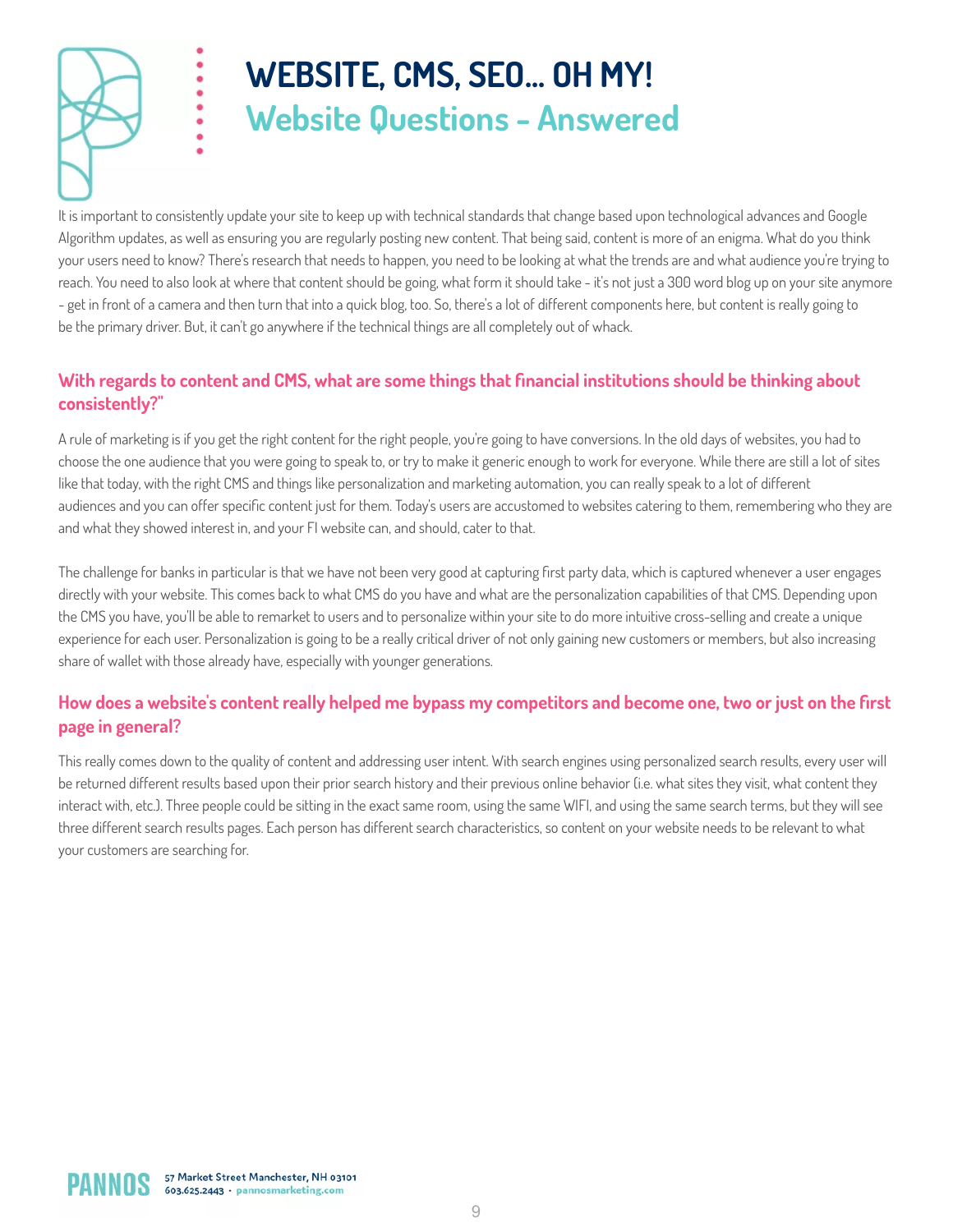# WEBSITE, CMS, SEO... OH MY!

## Website Questions - Answered

It is important to consistently update your site to keep up with technical standards that change based upon technological advances and Google Algorithm updates, as well as ensuring you are regularly posting new content. That being said, content is more of an enigma. What do you think your users need to know? There's research that needs to happen, you need to be looking at what the trends are and what audience you're trying to reach. You need to also look at where that content should be going, what form it should take - it's not just a 300 word blog up on your site anymore - get in front of a camera and then turn that into a quick blog, too. So, there's a lot of different components here, but content is really going to be the primary driver. But, it can't go anywhere if the technical things are all completely out of whack.

### With regards to content and CMS, what are some things that financial institutions should be thinking about consistently?"

A rule of marketing is if you get the right content for the right people, you're going to have conversions. In the old days of websites, you had to choose the one audience that you were going to speak to, or try to make it generic enough to work for everyone. While there are still a lot of sites like that today, with the right CMS and things like personalization and marketing automation, you can really speak to a lot of different audiences and you can offer specific content just for them. Today's users are accustomed to websites catering to them, remembering who they are and what they showed interest in, and your FI website can, and should, cater to that.

The challenge for banks in particular is that we have not been very good at capturing first party data, which is captured whenever a user engages directly with your website. This comes back to what CMS do you have and what are the personalization capabilities of that CMS. Depending upon the CMS you have, you'll be able to remarket to users and to personalize within your site to do more intuitive cross-selling and create a unique experience for each user. Personalization is going to be a really critical driver of not only gaining new customers or members, but also increasing share of wallet with those already have, especially with younger generations.

### How does a website's content really helped me bypass my competitors and become one, two or just on the first page in general?

This really comes down to the quality of content and addressing user intent. With search engines using personalized search results, every user will be returned different results based upon their prior search history and their previous online behavior (i.e. what sites they visit, what content they interact with, etc.). Three people could be sitting in the exact same room, using the same WIFI, and using the same search terms, but they will see three different search results pages. Each person has different search characteristics, so content on your website needs to be relevant to what your customers are searching for.

PANNOS 57 Market Street Manchester, NH 03101
603.625.2443 · pannosmarketing.com